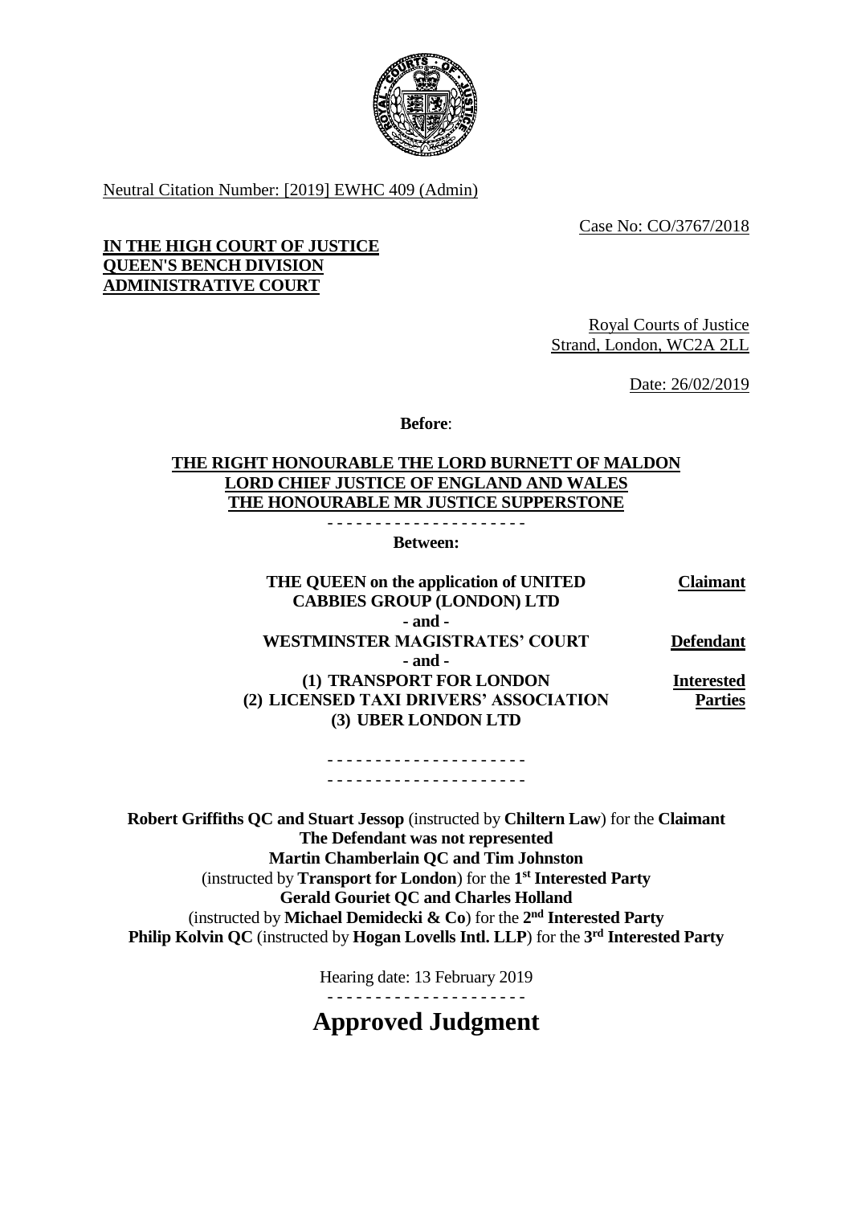Neutral Citation Number: [2019] EWHC 409 (Admin)

Case No: CO/3767/2018

**IN THE HIGH COURT OF JUSTICE**
**QUEEN'S BENCH DIVISION**
**ADMINISTRATIVE COURT**

Royal Courts of Justice
Strand, London, WC2A 2LL

Date: 26/02/2019

**Before**:

**THE RIGHT HONOURABLE THE LORD BURNETT OF MALDON**
**LORD CHIEF JUSTICE OF ENGLAND AND WALES**
**THE HONOURABLE MR JUSTICE SUPPERSTONE**

- - - - - - - - - - - - - - - - - - - - -

**Between:**

| | |
|---|---|
| **THE QUEEN on the application of UNITED CABBIES GROUP (LONDON) LTD** | **Claimant** |
| **- and -** | |
| **WESTMINSTER MAGISTRATES' COURT** | **Defendant** |
| **- and -** | |
| **(1) TRANSPORT FOR LONDON** **(2) LICENSED TAXI DRIVERS' ASSOCIATION** **(3) UBER LONDON LTD** | **Interested Parties** |

- - - - - - - - - - - - - - - - - - - - -
- - - - - - - - - - - - - - - - - - - - -

**Robert Griffiths QC and Stuart Jessop** (instructed by **Chiltern Law**) for the **Claimant**
**The Defendant was not represented**
**Martin Chamberlain QC and Tim Johnston**
(instructed by **Transport for London**) for the **1st Interested Party**
**Gerald Gouriet QC and Charles Holland**
(instructed by **Michael Demidecki & Co**) for the **2nd Interested Party**
**Philip Kolvin QC** (instructed by **Hogan Lovells Intl. LLP**) for the **3rd Interested Party**

Hearing date: 13 February 2019

- - - - - - - - - - - - - - - - - - - - -

# Approved Judgment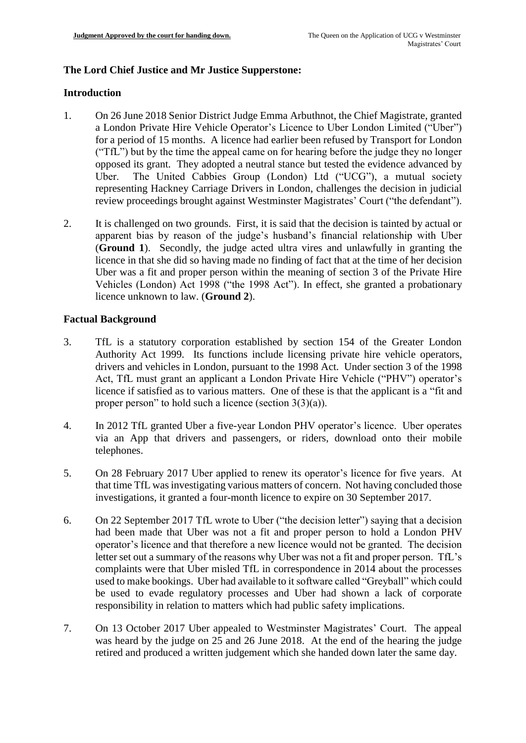**The Lord Chief Justice and Mr Justice Supperstone:**

**Introduction**

1. On 26 June 2018 Senior District Judge Emma Arbuthnot, the Chief Magistrate, granted a London Private Hire Vehicle Operator's Licence to Uber London Limited ("Uber") for a period of 15 months. A licence had earlier been refused by Transport for London ("TfL") but by the time the appeal came on for hearing before the judge they no longer opposed its grant. They adopted a neutral stance but tested the evidence advanced by Uber. The United Cabbies Group (London) Ltd ("UCG"), a mutual society representing Hackney Carriage Drivers in London, challenges the decision in judicial review proceedings brought against Westminster Magistrates' Court ("the defendant").

2. It is challenged on two grounds. First, it is said that the decision is tainted by actual or apparent bias by reason of the judge's husband's financial relationship with Uber (**Ground 1**). Secondly, the judge acted ultra vires and unlawfully in granting the licence in that she did so having made no finding of fact that at the time of her decision Uber was a fit and proper person within the meaning of section 3 of the Private Hire Vehicles (London) Act 1998 ("the 1998 Act"). In effect, she granted a probationary licence unknown to law. (**Ground 2**).

**Factual Background**

3. TfL is a statutory corporation established by section 154 of the Greater London Authority Act 1999. Its functions include licensing private hire vehicle operators, drivers and vehicles in London, pursuant to the 1998 Act. Under section 3 of the 1998 Act, TfL must grant an applicant a London Private Hire Vehicle ("PHV") operator's licence if satisfied as to various matters. One of these is that the applicant is a "fit and proper person" to hold such a licence (section 3(3)(a)).

4. In 2012 TfL granted Uber a five-year London PHV operator's licence. Uber operates via an App that drivers and passengers, or riders, download onto their mobile telephones.

5. On 28 February 2017 Uber applied to renew its operator's licence for five years. At that time TfL was investigating various matters of concern. Not having concluded those investigations, it granted a four-month licence to expire on 30 September 2017.

6. On 22 September 2017 TfL wrote to Uber ("the decision letter") saying that a decision had been made that Uber was not a fit and proper person to hold a London PHV operator's licence and that therefore a new licence would not be granted. The decision letter set out a summary of the reasons why Uber was not a fit and proper person. TfL's complaints were that Uber misled TfL in correspondence in 2014 about the processes used to make bookings. Uber had available to it software called "Greyball" which could be used to evade regulatory processes and Uber had shown a lack of corporate responsibility in relation to matters which had public safety implications.

7. On 13 October 2017 Uber appealed to Westminster Magistrates' Court. The appeal was heard by the judge on 25 and 26 June 2018. At the end of the hearing the judge retired and produced a written judgement which she handed down later the same day.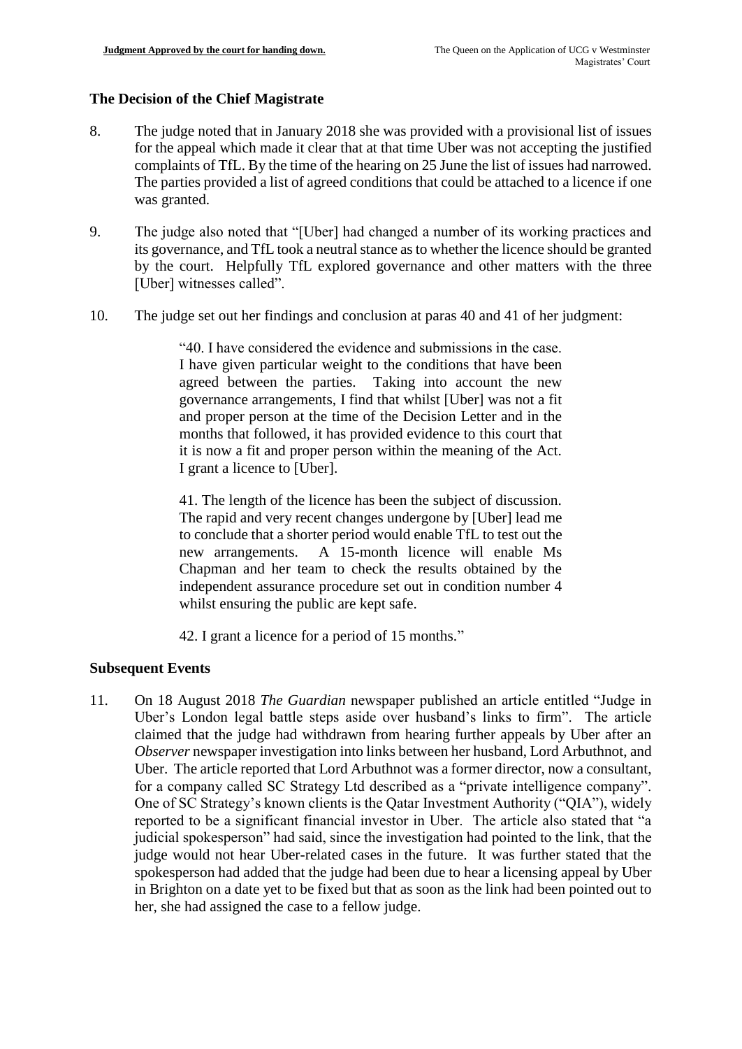## The Decision of the Chief Magistrate

8. The judge noted that in January 2018 she was provided with a provisional list of issues for the appeal which made it clear that at that time Uber was not accepting the justified complaints of TfL. By the time of the hearing on 25 June the list of issues had narrowed. The parties provided a list of agreed conditions that could be attached to a licence if one was granted.

9. The judge also noted that "[Uber] had changed a number of its working practices and its governance, and TfL took a neutral stance as to whether the licence should be granted by the court. Helpfully TfL explored governance and other matters with the three [Uber] witnesses called".

10. The judge set out her findings and conclusion at paras 40 and 41 of her judgment:

> "40. I have considered the evidence and submissions in the case. I have given particular weight to the conditions that have been agreed between the parties. Taking into account the new governance arrangements, I find that whilst [Uber] was not a fit and proper person at the time of the Decision Letter and in the months that followed, it has provided evidence to this court that it is now a fit and proper person within the meaning of the Act. I grant a licence to [Uber].
>
> 41. The length of the licence has been the subject of discussion. The rapid and very recent changes undergone by [Uber] lead me to conclude that a shorter period would enable TfL to test out the new arrangements. A 15-month licence will enable Ms Chapman and her team to check the results obtained by the independent assurance procedure set out in condition number 4 whilst ensuring the public are kept safe.
>
> 42. I grant a licence for a period of 15 months."

## Subsequent Events

11. On 18 August 2018 *The Guardian* newspaper published an article entitled "Judge in Uber's London legal battle steps aside over husband's links to firm". The article claimed that the judge had withdrawn from hearing further appeals by Uber after an *Observer* newspaper investigation into links between her husband, Lord Arbuthnot, and Uber. The article reported that Lord Arbuthnot was a former director, now a consultant, for a company called SC Strategy Ltd described as a "private intelligence company". One of SC Strategy's known clients is the Qatar Investment Authority ("QIA"), widely reported to be a significant financial investor in Uber. The article also stated that "a judicial spokesperson" had said, since the investigation had pointed to the link, that the judge would not hear Uber-related cases in the future. It was further stated that the spokesperson had added that the judge had been due to hear a licensing appeal by Uber in Brighton on a date yet to be fixed but that as soon as the link had been pointed out to her, she had assigned the case to a fellow judge.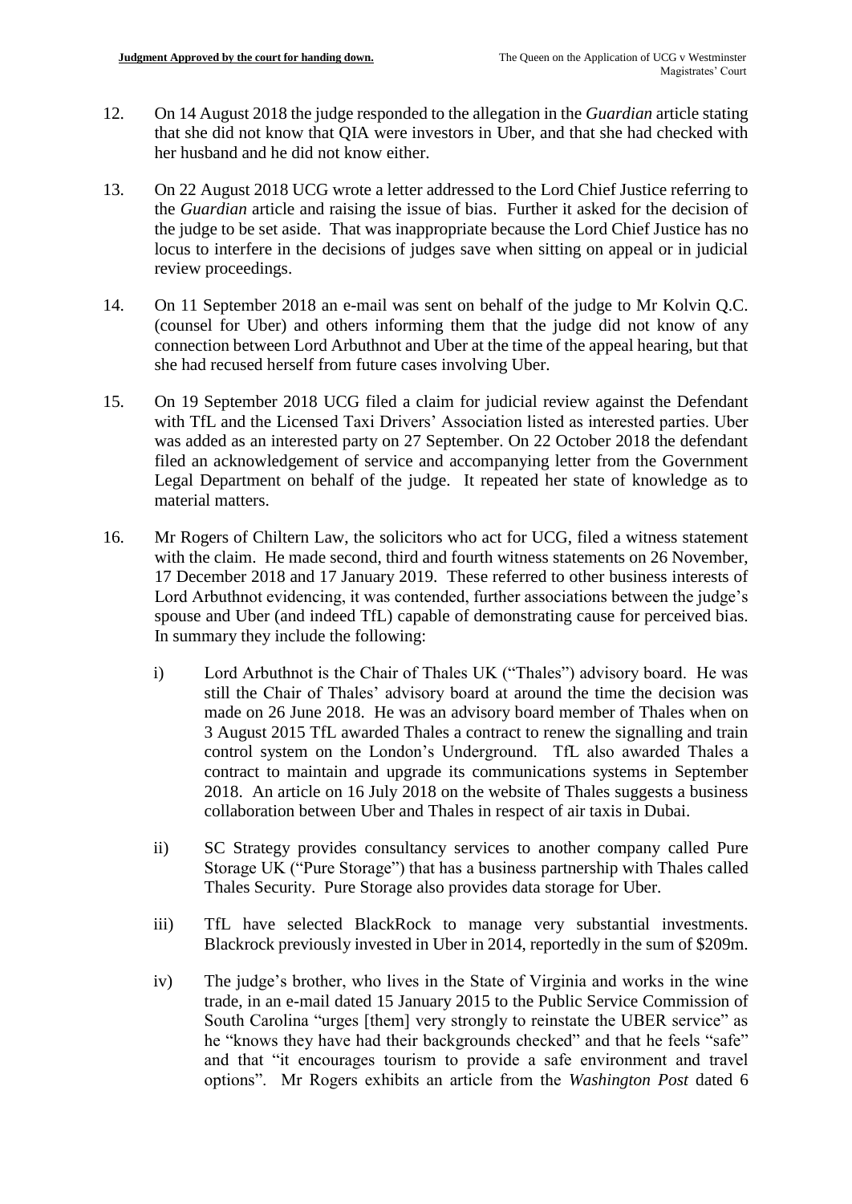12. On 14 August 2018 the judge responded to the allegation in the *Guardian* article stating that she did not know that QIA were investors in Uber, and that she had checked with her husband and he did not know either.

13. On 22 August 2018 UCG wrote a letter addressed to the Lord Chief Justice referring to the *Guardian* article and raising the issue of bias. Further it asked for the decision of the judge to be set aside. That was inappropriate because the Lord Chief Justice has no locus to interfere in the decisions of judges save when sitting on appeal or in judicial review proceedings.

14. On 11 September 2018 an e-mail was sent on behalf of the judge to Mr Kolvin Q.C. (counsel for Uber) and others informing them that the judge did not know of any connection between Lord Arbuthnot and Uber at the time of the appeal hearing, but that she had recused herself from future cases involving Uber.

15. On 19 September 2018 UCG filed a claim for judicial review against the Defendant with TfL and the Licensed Taxi Drivers' Association listed as interested parties. Uber was added as an interested party on 27 September. On 22 October 2018 the defendant filed an acknowledgement of service and accompanying letter from the Government Legal Department on behalf of the judge. It repeated her state of knowledge as to material matters.

16. Mr Rogers of Chiltern Law, the solicitors who act for UCG, filed a witness statement with the claim. He made second, third and fourth witness statements on 26 November, 17 December 2018 and 17 January 2019. These referred to other business interests of Lord Arbuthnot evidencing, it was contended, further associations between the judge's spouse and Uber (and indeed TfL) capable of demonstrating cause for perceived bias. In summary they include the following:

    i) Lord Arbuthnot is the Chair of Thales UK ("Thales") advisory board. He was still the Chair of Thales' advisory board at around the time the decision was made on 26 June 2018. He was an advisory board member of Thales when on 3 August 2015 TfL awarded Thales a contract to renew the signalling and train control system on the London's Underground. TfL also awarded Thales a contract to maintain and upgrade its communications systems in September 2018. An article on 16 July 2018 on the website of Thales suggests a business collaboration between Uber and Thales in respect of air taxis in Dubai.

    ii) SC Strategy provides consultancy services to another company called Pure Storage UK ("Pure Storage") that has a business partnership with Thales called Thales Security. Pure Storage also provides data storage for Uber.

    iii) TfL have selected BlackRock to manage very substantial investments. Blackrock previously invested in Uber in 2014, reportedly in the sum of $209m.

    iv) The judge's brother, who lives in the State of Virginia and works in the wine trade, in an e-mail dated 15 January 2015 to the Public Service Commission of South Carolina "urges [them] very strongly to reinstate the UBER service" as he "knows they have had their backgrounds checked" and that he feels "safe" and that "it encourages tourism to provide a safe environment and travel options". Mr Rogers exhibits an article from the *Washington Post* dated 6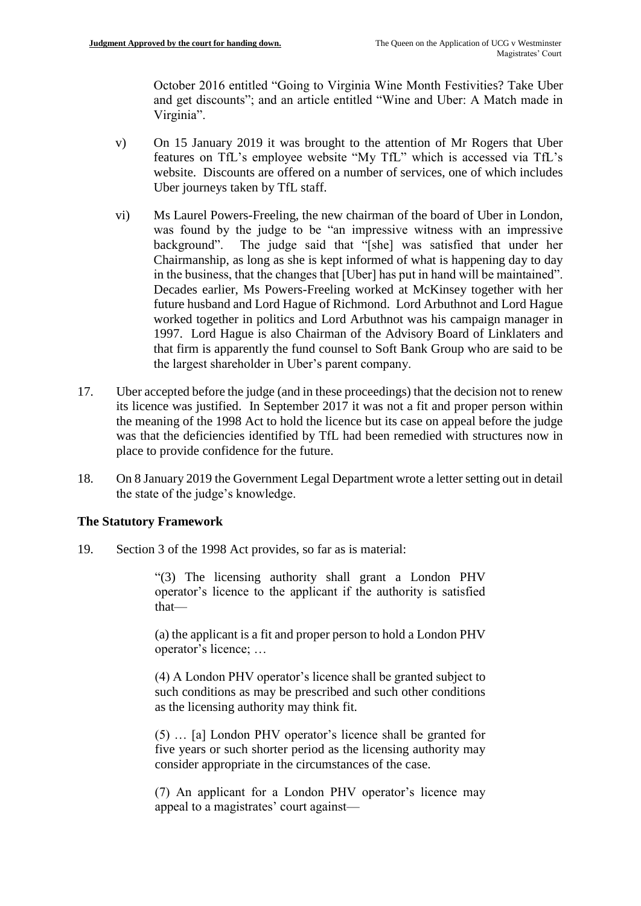October 2016 entitled "Going to Virginia Wine Month Festivities? Take Uber and get discounts"; and an article entitled "Wine and Uber: A Match made in Virginia".

v) On 15 January 2019 it was brought to the attention of Mr Rogers that Uber features on TfL's employee website "My TfL" which is accessed via TfL's website. Discounts are offered on a number of services, one of which includes Uber journeys taken by TfL staff.

vi) Ms Laurel Powers-Freeling, the new chairman of the board of Uber in London, was found by the judge to be "an impressive witness with an impressive background". The judge said that "[she] was satisfied that under her Chairmanship, as long as she is kept informed of what is happening day to day in the business, that the changes that [Uber] has put in hand will be maintained". Decades earlier, Ms Powers-Freeling worked at McKinsey together with her future husband and Lord Hague of Richmond. Lord Arbuthnot and Lord Hague worked together in politics and Lord Arbuthnot was his campaign manager in 1997. Lord Hague is also Chairman of the Advisory Board of Linklaters and that firm is apparently the fund counsel to Soft Bank Group who are said to be the largest shareholder in Uber's parent company.

17. Uber accepted before the judge (and in these proceedings) that the decision not to renew its licence was justified. In September 2017 it was not a fit and proper person within the meaning of the 1998 Act to hold the licence but its case on appeal before the judge was that the deficiencies identified by TfL had been remedied with structures now in place to provide confidence for the future.

18. On 8 January 2019 the Government Legal Department wrote a letter setting out in detail the state of the judge's knowledge.

## The Statutory Framework

19. Section 3 of the 1998 Act provides, so far as is material:

> "(3) The licensing authority shall grant a London PHV operator's licence to the applicant if the authority is satisfied that—
>
> (a) the applicant is a fit and proper person to hold a London PHV operator's licence; …
>
> (4) A London PHV operator's licence shall be granted subject to such conditions as may be prescribed and such other conditions as the licensing authority may think fit.
>
> (5) … [a] London PHV operator's licence shall be granted for five years or such shorter period as the licensing authority may consider appropriate in the circumstances of the case.
>
> (7) An applicant for a London PHV operator's licence may appeal to a magistrates' court against—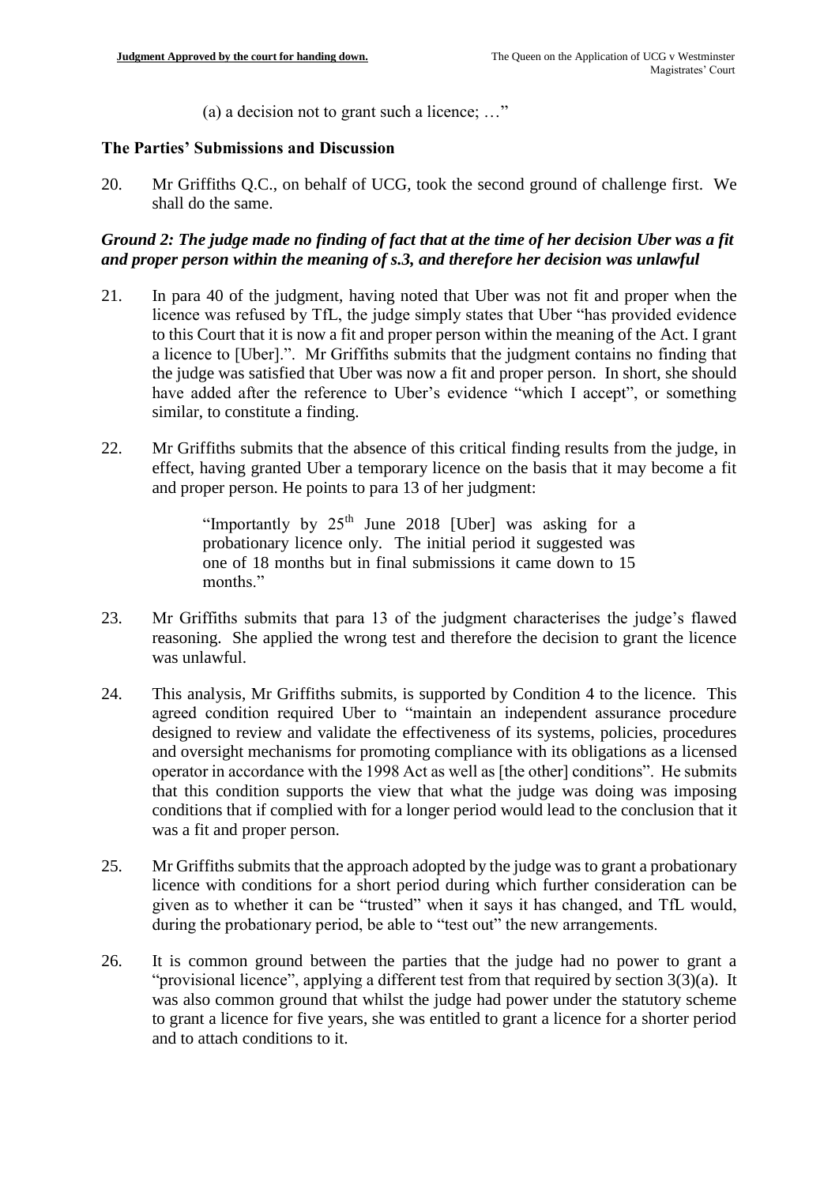(a) a decision not to grant such a licence; …"

## The Parties' Submissions and Discussion

20. Mr Griffiths Q.C., on behalf of UCG, took the second ground of challenge first. We shall do the same.

### *Ground 2: The judge made no finding of fact that at the time of her decision Uber was a fit and proper person within the meaning of s.3, and therefore her decision was unlawful*

21. In para 40 of the judgment, having noted that Uber was not fit and proper when the licence was refused by TfL, the judge simply states that Uber "has provided evidence to this Court that it is now a fit and proper person within the meaning of the Act. I grant a licence to [Uber].". Mr Griffiths submits that the judgment contains no finding that the judge was satisfied that Uber was now a fit and proper person. In short, she should have added after the reference to Uber's evidence "which I accept", or something similar, to constitute a finding.

22. Mr Griffiths submits that the absence of this critical finding results from the judge, in effect, having granted Uber a temporary licence on the basis that it may become a fit and proper person. He points to para 13 of her judgment:

> "Importantly by 25th June 2018 [Uber] was asking for a probationary licence only. The initial period it suggested was one of 18 months but in final submissions it came down to 15 months."

23. Mr Griffiths submits that para 13 of the judgment characterises the judge's flawed reasoning. She applied the wrong test and therefore the decision to grant the licence was unlawful.

24. This analysis, Mr Griffiths submits, is supported by Condition 4 to the licence. This agreed condition required Uber to "maintain an independent assurance procedure designed to review and validate the effectiveness of its systems, policies, procedures and oversight mechanisms for promoting compliance with its obligations as a licensed operator in accordance with the 1998 Act as well as [the other] conditions". He submits that this condition supports the view that what the judge was doing was imposing conditions that if complied with for a longer period would lead to the conclusion that it was a fit and proper person.

25. Mr Griffiths submits that the approach adopted by the judge was to grant a probationary licence with conditions for a short period during which further consideration can be given as to whether it can be "trusted" when it says it has changed, and TfL would, during the probationary period, be able to "test out" the new arrangements.

26. It is common ground between the parties that the judge had no power to grant a "provisional licence", applying a different test from that required by section 3(3)(a). It was also common ground that whilst the judge had power under the statutory scheme to grant a licence for five years, she was entitled to grant a licence for a shorter period and to attach conditions to it.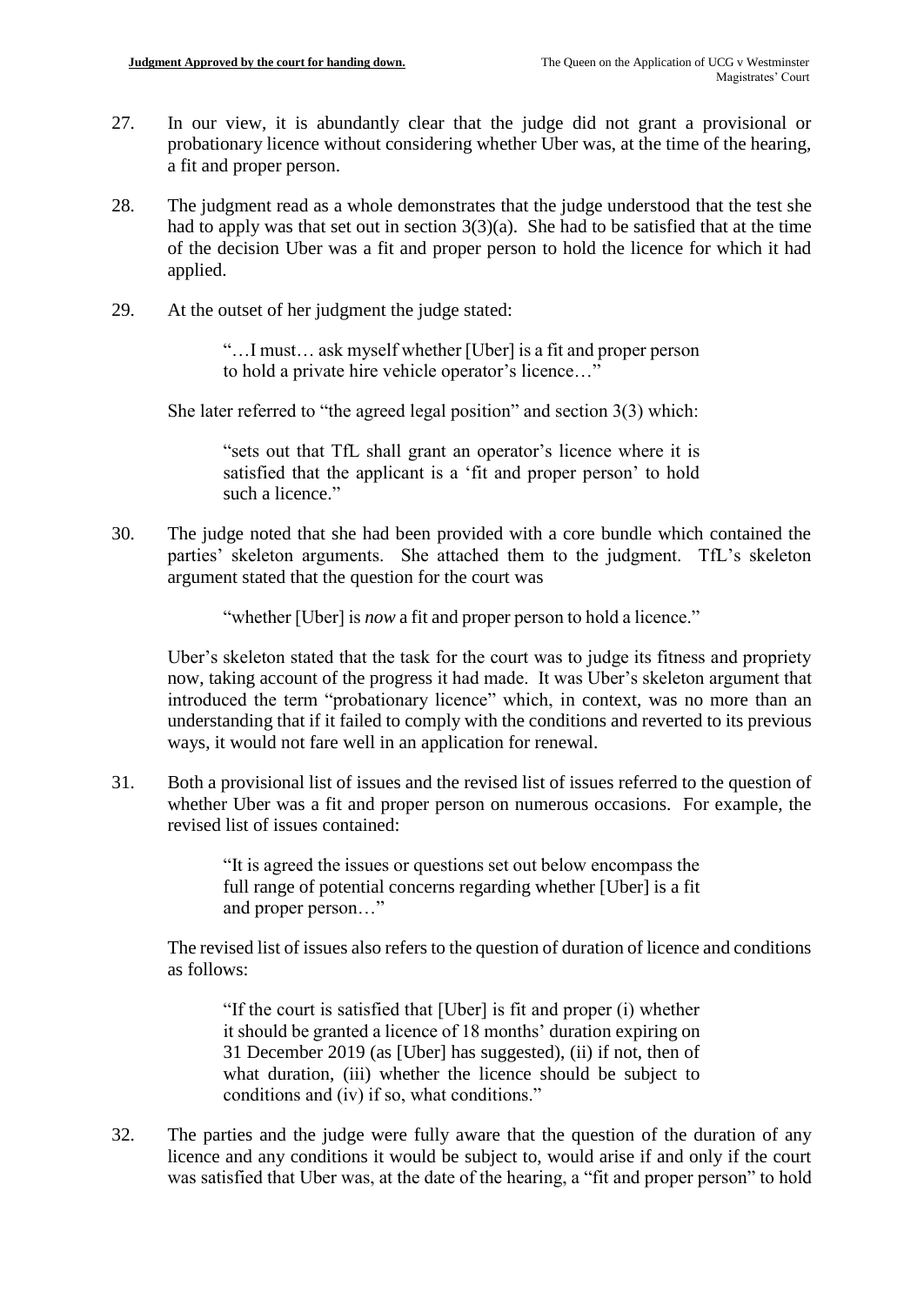27. In our view, it is abundantly clear that the judge did not grant a provisional or probationary licence without considering whether Uber was, at the time of the hearing, a fit and proper person.

28. The judgment read as a whole demonstrates that the judge understood that the test she had to apply was that set out in section 3(3)(a). She had to be satisfied that at the time of the decision Uber was a fit and proper person to hold the licence for which it had applied.

29. At the outset of her judgment the judge stated:

> "…I must… ask myself whether [Uber] is a fit and proper person to hold a private hire vehicle operator's licence…"

She later referred to "the agreed legal position" and section 3(3) which:

> "sets out that TfL shall grant an operator's licence where it is satisfied that the applicant is a 'fit and proper person' to hold such a licence."

30. The judge noted that she had been provided with a core bundle which contained the parties' skeleton arguments. She attached them to the judgment. TfL's skeleton argument stated that the question for the court was

> "whether [Uber] is *now* a fit and proper person to hold a licence."

Uber's skeleton stated that the task for the court was to judge its fitness and propriety now, taking account of the progress it had made. It was Uber's skeleton argument that introduced the term "probationary licence" which, in context, was no more than an understanding that if it failed to comply with the conditions and reverted to its previous ways, it would not fare well in an application for renewal.

31. Both a provisional list of issues and the revised list of issues referred to the question of whether Uber was a fit and proper person on numerous occasions. For example, the revised list of issues contained:

> "It is agreed the issues or questions set out below encompass the full range of potential concerns regarding whether [Uber] is a fit and proper person…"

The revised list of issues also refers to the question of duration of licence and conditions as follows:

> "If the court is satisfied that [Uber] is fit and proper (i) whether it should be granted a licence of 18 months' duration expiring on 31 December 2019 (as [Uber] has suggested), (ii) if not, then of what duration, (iii) whether the licence should be subject to conditions and (iv) if so, what conditions."

32. The parties and the judge were fully aware that the question of the duration of any licence and any conditions it would be subject to, would arise if and only if the court was satisfied that Uber was, at the date of the hearing, a "fit and proper person" to hold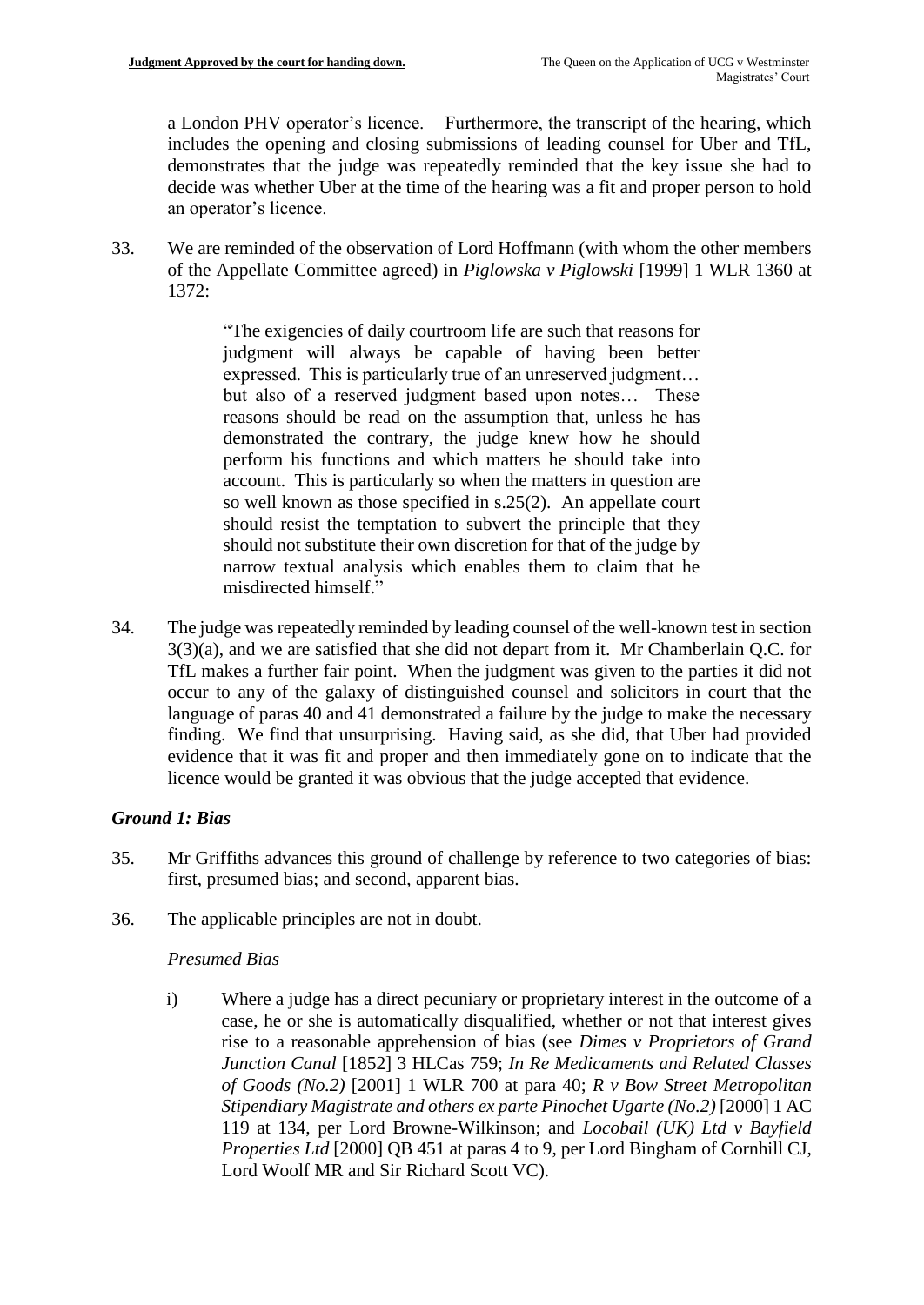a London PHV operator's licence. Furthermore, the transcript of the hearing, which includes the opening and closing submissions of leading counsel for Uber and TfL, demonstrates that the judge was repeatedly reminded that the key issue she had to decide was whether Uber at the time of the hearing was a fit and proper person to hold an operator's licence.

33. We are reminded of the observation of Lord Hoffmann (with whom the other members of the Appellate Committee agreed) in *Piglowska v Piglowski* [1999] 1 WLR 1360 at 1372:

> "The exigencies of daily courtroom life are such that reasons for judgment will always be capable of having been better expressed. This is particularly true of an unreserved judgment… but also of a reserved judgment based upon notes… These reasons should be read on the assumption that, unless he has demonstrated the contrary, the judge knew how he should perform his functions and which matters he should take into account. This is particularly so when the matters in question are so well known as those specified in s.25(2). An appellate court should resist the temptation to subvert the principle that they should not substitute their own discretion for that of the judge by narrow textual analysis which enables them to claim that he misdirected himself."

34. The judge was repeatedly reminded by leading counsel of the well-known test in section 3(3)(a), and we are satisfied that she did not depart from it. Mr Chamberlain Q.C. for TfL makes a further fair point. When the judgment was given to the parties it did not occur to any of the galaxy of distinguished counsel and solicitors in court that the language of paras 40 and 41 demonstrated a failure by the judge to make the necessary finding. We find that unsurprising. Having said, as she did, that Uber had provided evidence that it was fit and proper and then immediately gone on to indicate that the licence would be granted it was obvious that the judge accepted that evidence.

### *Ground 1: Bias*

35. Mr Griffiths advances this ground of challenge by reference to two categories of bias: first, presumed bias; and second, apparent bias.

36. The applicable principles are not in doubt.

*Presumed Bias*

i) Where a judge has a direct pecuniary or proprietary interest in the outcome of a case, he or she is automatically disqualified, whether or not that interest gives rise to a reasonable apprehension of bias (see *Dimes v Proprietors of Grand Junction Canal* [1852] 3 HLCas 759; *In Re Medicaments and Related Classes of Goods (No.2)* [2001] 1 WLR 700 at para 40; *R v Bow Street Metropolitan Stipendiary Magistrate and others ex parte Pinochet Ugarte (No.2)* [2000] 1 AC 119 at 134, per Lord Browne-Wilkinson; and *Locobail (UK) Ltd v Bayfield Properties Ltd* [2000] QB 451 at paras 4 to 9, per Lord Bingham of Cornhill CJ, Lord Woolf MR and Sir Richard Scott VC).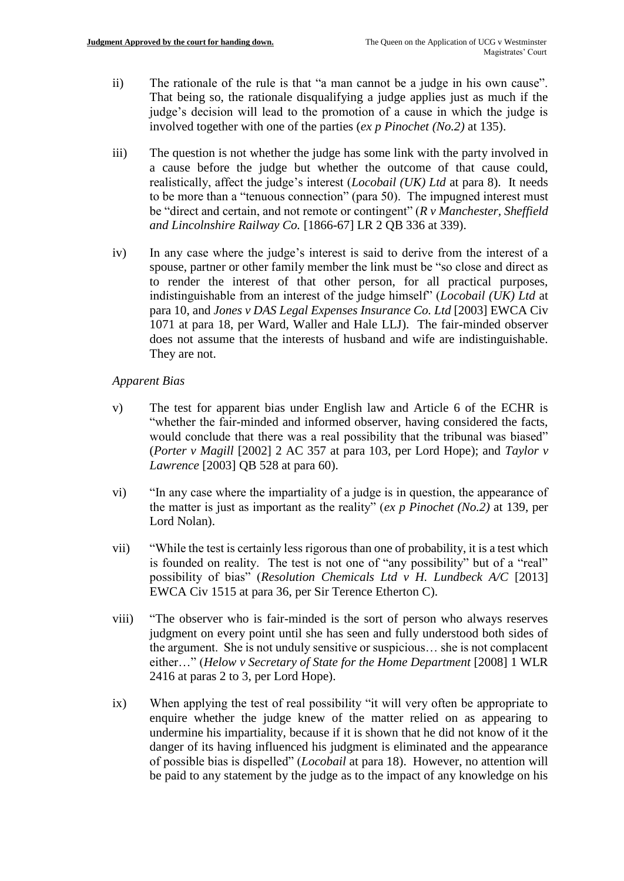ii) The rationale of the rule is that "a man cannot be a judge in his own cause". That being so, the rationale disqualifying a judge applies just as much if the judge's decision will lead to the promotion of a cause in which the judge is involved together with one of the parties (*ex p Pinochet (No.2)* at 135).

iii) The question is not whether the judge has some link with the party involved in a cause before the judge but whether the outcome of that cause could, realistically, affect the judge's interest (*Locobail (UK) Ltd* at para 8). It needs to be more than a "tenuous connection" (para 50). The impugned interest must be "direct and certain, and not remote or contingent" (*R v Manchester, Sheffield and Lincolnshire Railway Co.* [1866-67] LR 2 QB 336 at 339).

iv) In any case where the judge's interest is said to derive from the interest of a spouse, partner or other family member the link must be "so close and direct as to render the interest of that other person, for all practical purposes, indistinguishable from an interest of the judge himself" (*Locobail (UK) Ltd* at para 10, and *Jones v DAS Legal Expenses Insurance Co. Ltd* [2003] EWCA Civ 1071 at para 18, per Ward, Waller and Hale LJJ). The fair-minded observer does not assume that the interests of husband and wife are indistinguishable. They are not.

*Apparent Bias*

v) The test for apparent bias under English law and Article 6 of the ECHR is "whether the fair-minded and informed observer, having considered the facts, would conclude that there was a real possibility that the tribunal was biased" (*Porter v Magill* [2002] 2 AC 357 at para 103, per Lord Hope); and *Taylor v Lawrence* [2003] QB 528 at para 60).

vi) "In any case where the impartiality of a judge is in question, the appearance of the matter is just as important as the reality" (*ex p Pinochet (No.2)* at 139, per Lord Nolan).

vii) "While the test is certainly less rigorous than one of probability, it is a test which is founded on reality. The test is not one of "any possibility" but of a "real" possibility of bias" (*Resolution Chemicals Ltd v H. Lundbeck A/C* [2013] EWCA Civ 1515 at para 36, per Sir Terence Etherton C).

viii) "The observer who is fair-minded is the sort of person who always reserves judgment on every point until she has seen and fully understood both sides of the argument. She is not unduly sensitive or suspicious… she is not complacent either…" (*Helow v Secretary of State for the Home Department* [2008] 1 WLR 2416 at paras 2 to 3, per Lord Hope).

ix) When applying the test of real possibility "it will very often be appropriate to enquire whether the judge knew of the matter relied on as appearing to undermine his impartiality, because if it is shown that he did not know of it the danger of its having influenced his judgment is eliminated and the appearance of possible bias is dispelled" (*Locobail* at para 18). However, no attention will be paid to any statement by the judge as to the impact of any knowledge on his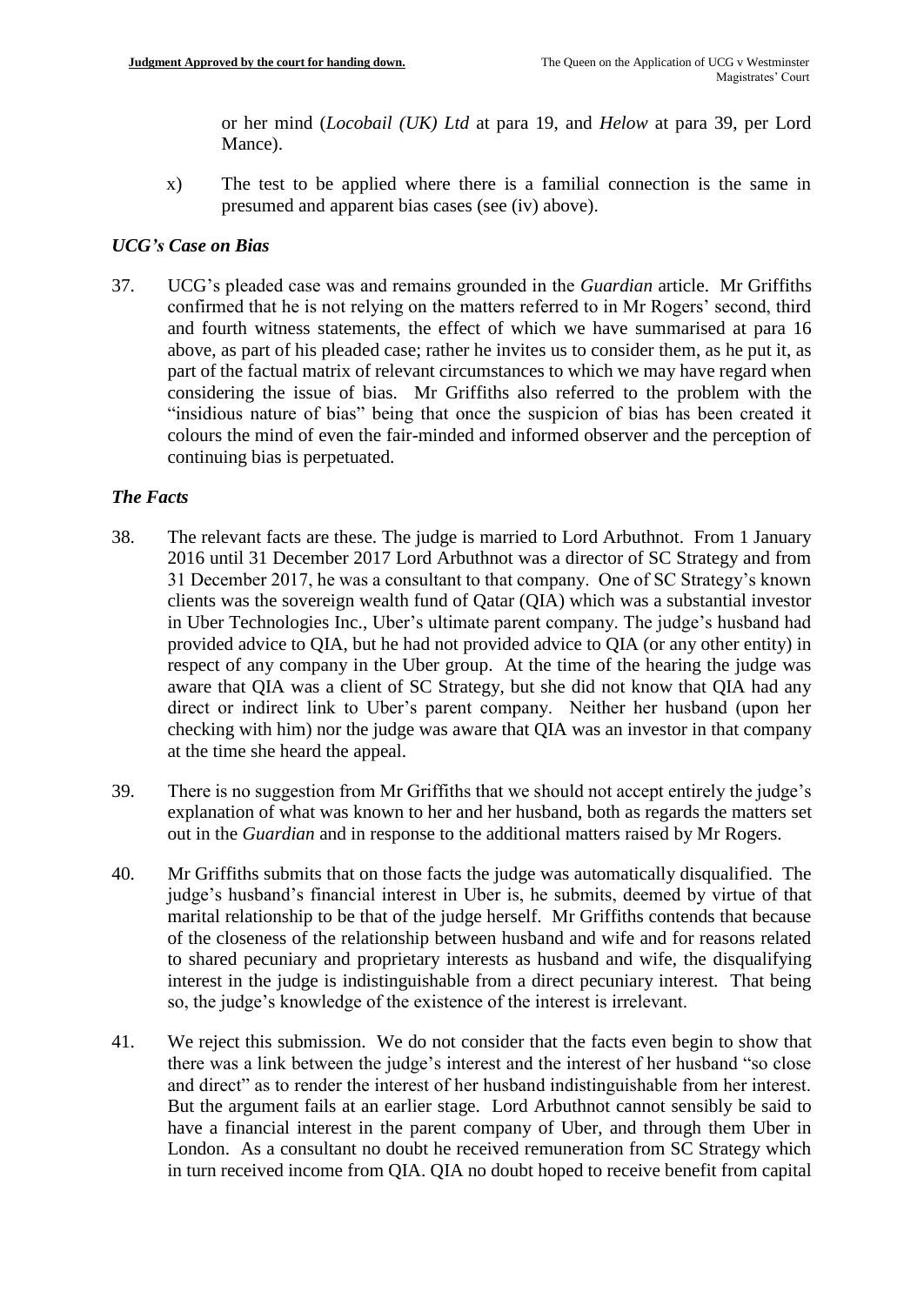or her mind (*Locobail (UK) Ltd* at para 19, and *Helow* at para 39, per Lord Mance).

x) The test to be applied where there is a familial connection is the same in presumed and apparent bias cases (see (iv) above).

### *UCG's Case on Bias*

37. UCG's pleaded case was and remains grounded in the *Guardian* article. Mr Griffiths confirmed that he is not relying on the matters referred to in Mr Rogers' second, third and fourth witness statements, the effect of which we have summarised at para 16 above, as part of his pleaded case; rather he invites us to consider them, as he put it, as part of the factual matrix of relevant circumstances to which we may have regard when considering the issue of bias. Mr Griffiths also referred to the problem with the "insidious nature of bias" being that once the suspicion of bias has been created it colours the mind of even the fair-minded and informed observer and the perception of continuing bias is perpetuated.

### *The Facts*

38. The relevant facts are these. The judge is married to Lord Arbuthnot. From 1 January 2016 until 31 December 2017 Lord Arbuthnot was a director of SC Strategy and from 31 December 2017, he was a consultant to that company. One of SC Strategy's known clients was the sovereign wealth fund of Qatar (QIA) which was a substantial investor in Uber Technologies Inc., Uber's ultimate parent company. The judge's husband had provided advice to QIA, but he had not provided advice to QIA (or any other entity) in respect of any company in the Uber group. At the time of the hearing the judge was aware that QIA was a client of SC Strategy, but she did not know that QIA had any direct or indirect link to Uber's parent company. Neither her husband (upon her checking with him) nor the judge was aware that QIA was an investor in that company at the time she heard the appeal.

39. There is no suggestion from Mr Griffiths that we should not accept entirely the judge's explanation of what was known to her and her husband, both as regards the matters set out in the *Guardian* and in response to the additional matters raised by Mr Rogers.

40. Mr Griffiths submits that on those facts the judge was automatically disqualified. The judge's husband's financial interest in Uber is, he submits, deemed by virtue of that marital relationship to be that of the judge herself. Mr Griffiths contends that because of the closeness of the relationship between husband and wife and for reasons related to shared pecuniary and proprietary interests as husband and wife, the disqualifying interest in the judge is indistinguishable from a direct pecuniary interest. That being so, the judge's knowledge of the existence of the interest is irrelevant.

41. We reject this submission. We do not consider that the facts even begin to show that there was a link between the judge's interest and the interest of her husband "so close and direct" as to render the interest of her husband indistinguishable from her interest. But the argument fails at an earlier stage. Lord Arbuthnot cannot sensibly be said to have a financial interest in the parent company of Uber, and through them Uber in London. As a consultant no doubt he received remuneration from SC Strategy which in turn received income from QIA. QIA no doubt hoped to receive benefit from capital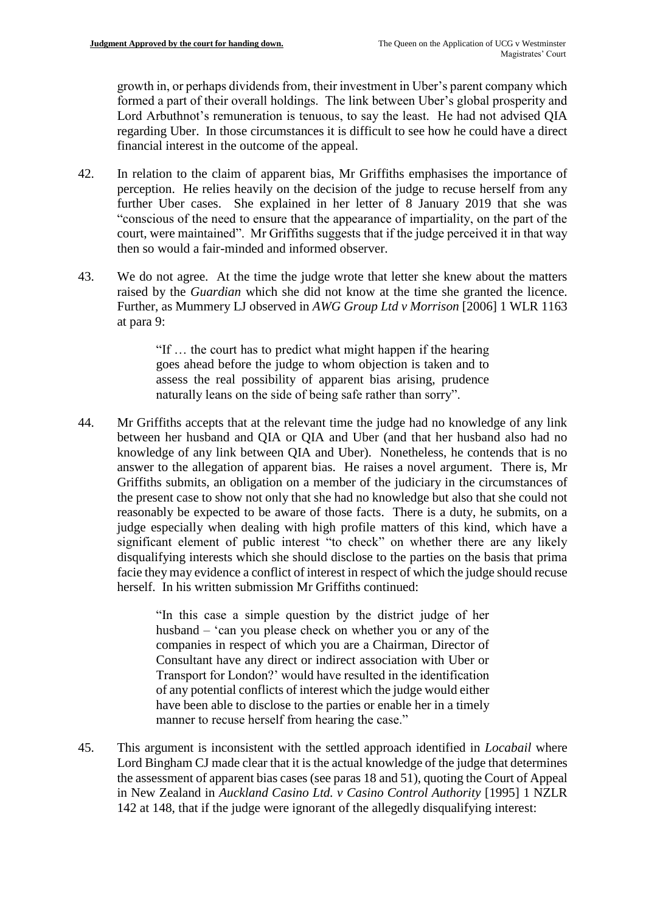growth in, or perhaps dividends from, their investment in Uber's parent company which formed a part of their overall holdings. The link between Uber's global prosperity and Lord Arbuthnot's remuneration is tenuous, to say the least. He had not advised QIA regarding Uber. In those circumstances it is difficult to see how he could have a direct financial interest in the outcome of the appeal.

42. In relation to the claim of apparent bias, Mr Griffiths emphasises the importance of perception. He relies heavily on the decision of the judge to recuse herself from any further Uber cases. She explained in her letter of 8 January 2019 that she was "conscious of the need to ensure that the appearance of impartiality, on the part of the court, were maintained". Mr Griffiths suggests that if the judge perceived it in that way then so would a fair-minded and informed observer.

43. We do not agree. At the time the judge wrote that letter she knew about the matters raised by the *Guardian* which she did not know at the time she granted the licence. Further, as Mummery LJ observed in *AWG Group Ltd v Morrison* [2006] 1 WLR 1163 at para 9:

> "If … the court has to predict what might happen if the hearing goes ahead before the judge to whom objection is taken and to assess the real possibility of apparent bias arising, prudence naturally leans on the side of being safe rather than sorry".

44. Mr Griffiths accepts that at the relevant time the judge had no knowledge of any link between her husband and QIA or QIA and Uber (and that her husband also had no knowledge of any link between QIA and Uber). Nonetheless, he contends that is no answer to the allegation of apparent bias. He raises a novel argument. There is, Mr Griffiths submits, an obligation on a member of the judiciary in the circumstances of the present case to show not only that she had no knowledge but also that she could not reasonably be expected to be aware of those facts. There is a duty, he submits, on a judge especially when dealing with high profile matters of this kind, which have a significant element of public interest "to check" on whether there are any likely disqualifying interests which she should disclose to the parties on the basis that prima facie they may evidence a conflict of interest in respect of which the judge should recuse herself. In his written submission Mr Griffiths continued:

> "In this case a simple question by the district judge of her husband – 'can you please check on whether you or any of the companies in respect of which you are a Chairman, Director of Consultant have any direct or indirect association with Uber or Transport for London?' would have resulted in the identification of any potential conflicts of interest which the judge would either have been able to disclose to the parties or enable her in a timely manner to recuse herself from hearing the case."

45. This argument is inconsistent with the settled approach identified in *Locabail* where Lord Bingham CJ made clear that it is the actual knowledge of the judge that determines the assessment of apparent bias cases (see paras 18 and 51), quoting the Court of Appeal in New Zealand in *Auckland Casino Ltd. v Casino Control Authority* [1995] 1 NZLR 142 at 148, that if the judge were ignorant of the allegedly disqualifying interest: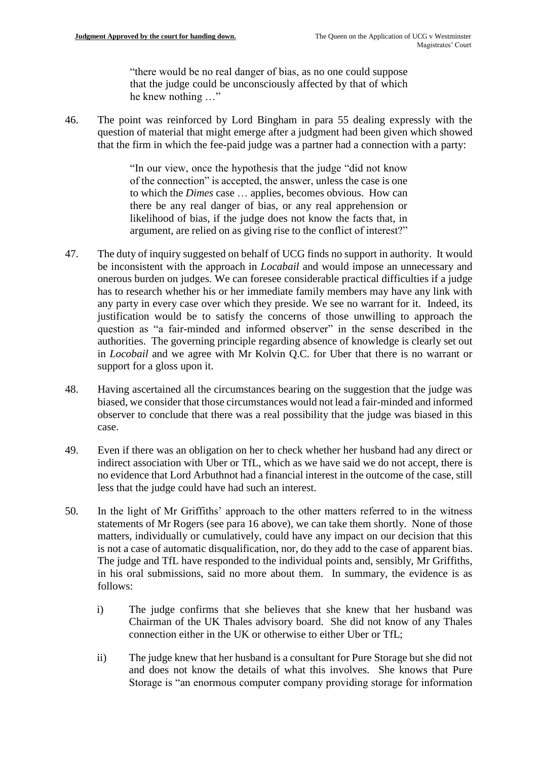> "there would be no real danger of bias, as no one could suppose that the judge could be unconsciously affected by that of which he knew nothing …"

46. The point was reinforced by Lord Bingham in para 55 dealing expressly with the question of material that might emerge after a judgment had been given which showed that the firm in which the fee-paid judge was a partner had a connection with a party:

> "In our view, once the hypothesis that the judge "did not know of the connection" is accepted, the answer, unless the case is one to which the *Dimes* case … applies, becomes obvious. How can there be any real danger of bias, or any real apprehension or likelihood of bias, if the judge does not know the facts that, in argument, are relied on as giving rise to the conflict of interest?"

47. The duty of inquiry suggested on behalf of UCG finds no support in authority. It would be inconsistent with the approach in *Locabail* and would impose an unnecessary and onerous burden on judges. We can foresee considerable practical difficulties if a judge has to research whether his or her immediate family members may have any link with any party in every case over which they preside. We see no warrant for it. Indeed, its justification would be to satisfy the concerns of those unwilling to approach the question as "a fair-minded and informed observer" in the sense described in the authorities. The governing principle regarding absence of knowledge is clearly set out in *Locobail* and we agree with Mr Kolvin Q.C. for Uber that there is no warrant or support for a gloss upon it.

48. Having ascertained all the circumstances bearing on the suggestion that the judge was biased, we consider that those circumstances would not lead a fair-minded and informed observer to conclude that there was a real possibility that the judge was biased in this case.

49. Even if there was an obligation on her to check whether her husband had any direct or indirect association with Uber or TfL, which as we have said we do not accept, there is no evidence that Lord Arbuthnot had a financial interest in the outcome of the case, still less that the judge could have had such an interest.

50. In the light of Mr Griffiths' approach to the other matters referred to in the witness statements of Mr Rogers (see para 16 above), we can take them shortly. None of those matters, individually or cumulatively, could have any impact on our decision that this is not a case of automatic disqualification, nor, do they add to the case of apparent bias. The judge and TfL have responded to the individual points and, sensibly, Mr Griffiths, in his oral submissions, said no more about them. In summary, the evidence is as follows:

    i) The judge confirms that she believes that she knew that her husband was Chairman of the UK Thales advisory board. She did not know of any Thales connection either in the UK or otherwise to either Uber or TfL;

    ii) The judge knew that her husband is a consultant for Pure Storage but she did not and does not know the details of what this involves. She knows that Pure Storage is "an enormous computer company providing storage for information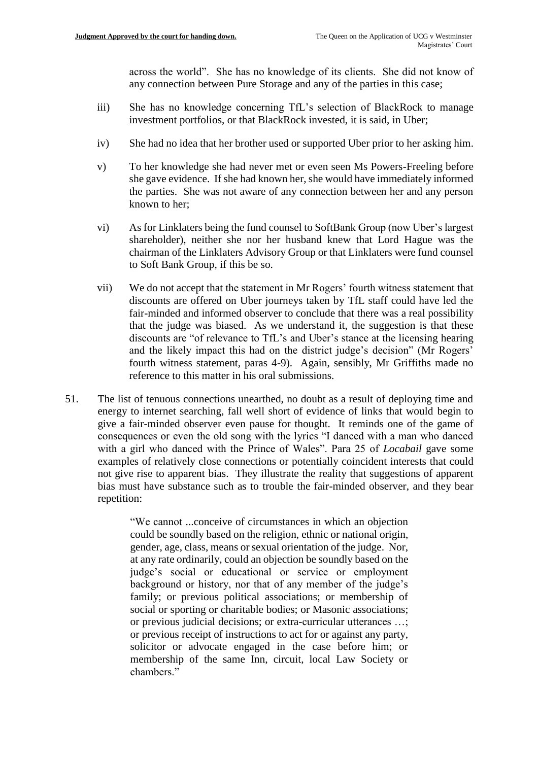across the world". She has no knowledge of its clients. She did not know of any connection between Pure Storage and any of the parties in this case;

iii) She has no knowledge concerning TfL's selection of BlackRock to manage investment portfolios, or that BlackRock invested, it is said, in Uber;

iv) She had no idea that her brother used or supported Uber prior to her asking him.

v) To her knowledge she had never met or even seen Ms Powers-Freeling before she gave evidence. If she had known her, she would have immediately informed the parties. She was not aware of any connection between her and any person known to her;

vi) As for Linklaters being the fund counsel to SoftBank Group (now Uber's largest shareholder), neither she nor her husband knew that Lord Hague was the chairman of the Linklaters Advisory Group or that Linklaters were fund counsel to Soft Bank Group, if this be so.

vii) We do not accept that the statement in Mr Rogers' fourth witness statement that discounts are offered on Uber journeys taken by TfL staff could have led the fair-minded and informed observer to conclude that there was a real possibility that the judge was biased. As we understand it, the suggestion is that these discounts are "of relevance to TfL's and Uber's stance at the licensing hearing and the likely impact this had on the district judge's decision" (Mr Rogers' fourth witness statement, paras 4-9). Again, sensibly, Mr Griffiths made no reference to this matter in his oral submissions.

51. The list of tenuous connections unearthed, no doubt as a result of deploying time and energy to internet searching, fall well short of evidence of links that would begin to give a fair-minded observer even pause for thought. It reminds one of the game of consequences or even the old song with the lyrics "I danced with a man who danced with a girl who danced with the Prince of Wales". Para 25 of *Locabail* gave some examples of relatively close connections or potentially coincident interests that could not give rise to apparent bias. They illustrate the reality that suggestions of apparent bias must have substance such as to trouble the fair-minded observer, and they bear repetition:

> "We cannot ...conceive of circumstances in which an objection could be soundly based on the religion, ethnic or national origin, gender, age, class, means or sexual orientation of the judge. Nor, at any rate ordinarily, could an objection be soundly based on the judge's social or educational or service or employment background or history, nor that of any member of the judge's family; or previous political associations; or membership of social or sporting or charitable bodies; or Masonic associations; or previous judicial decisions; or extra-curricular utterances …; or previous receipt of instructions to act for or against any party, solicitor or advocate engaged in the case before him; or membership of the same Inn, circuit, local Law Society or chambers."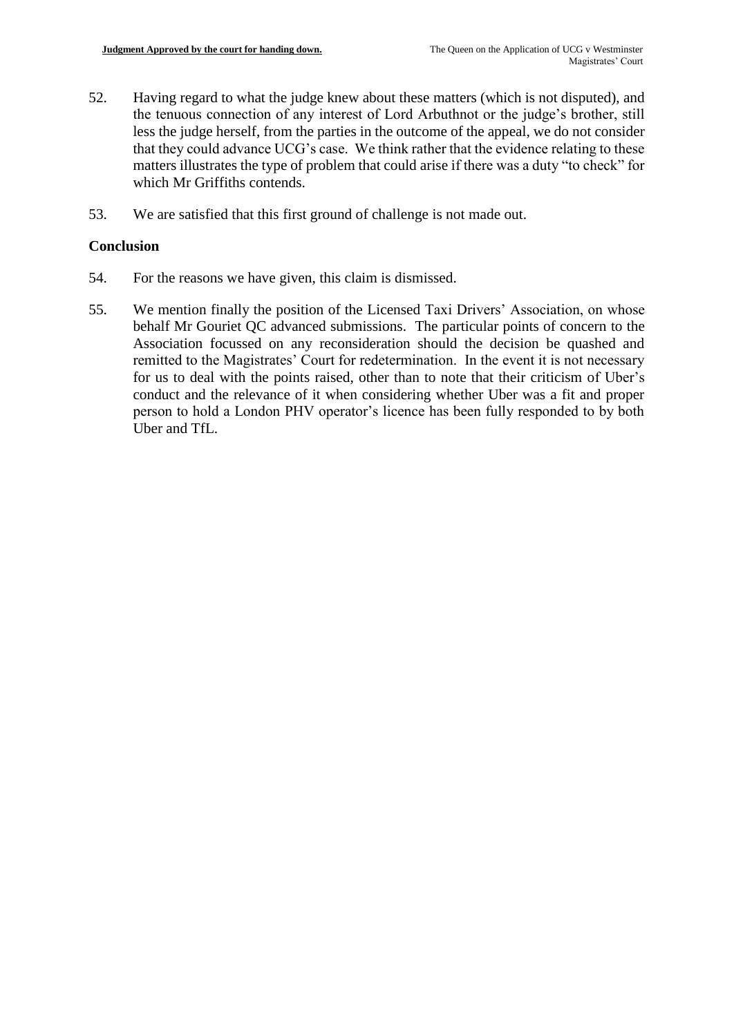52. Having regard to what the judge knew about these matters (which is not disputed), and the tenuous connection of any interest of Lord Arbuthnot or the judge's brother, still less the judge herself, from the parties in the outcome of the appeal, we do not consider that they could advance UCG's case. We think rather that the evidence relating to these matters illustrates the type of problem that could arise if there was a duty "to check" for which Mr Griffiths contends.

53. We are satisfied that this first ground of challenge is not made out.

## Conclusion

54. For the reasons we have given, this claim is dismissed.

55. We mention finally the position of the Licensed Taxi Drivers' Association, on whose behalf Mr Gouriet QC advanced submissions. The particular points of concern to the Association focussed on any reconsideration should the decision be quashed and remitted to the Magistrates' Court for redetermination. In the event it is not necessary for us to deal with the points raised, other than to note that their criticism of Uber's conduct and the relevance of it when considering whether Uber was a fit and proper person to hold a London PHV operator's licence has been fully responded to by both Uber and TfL.